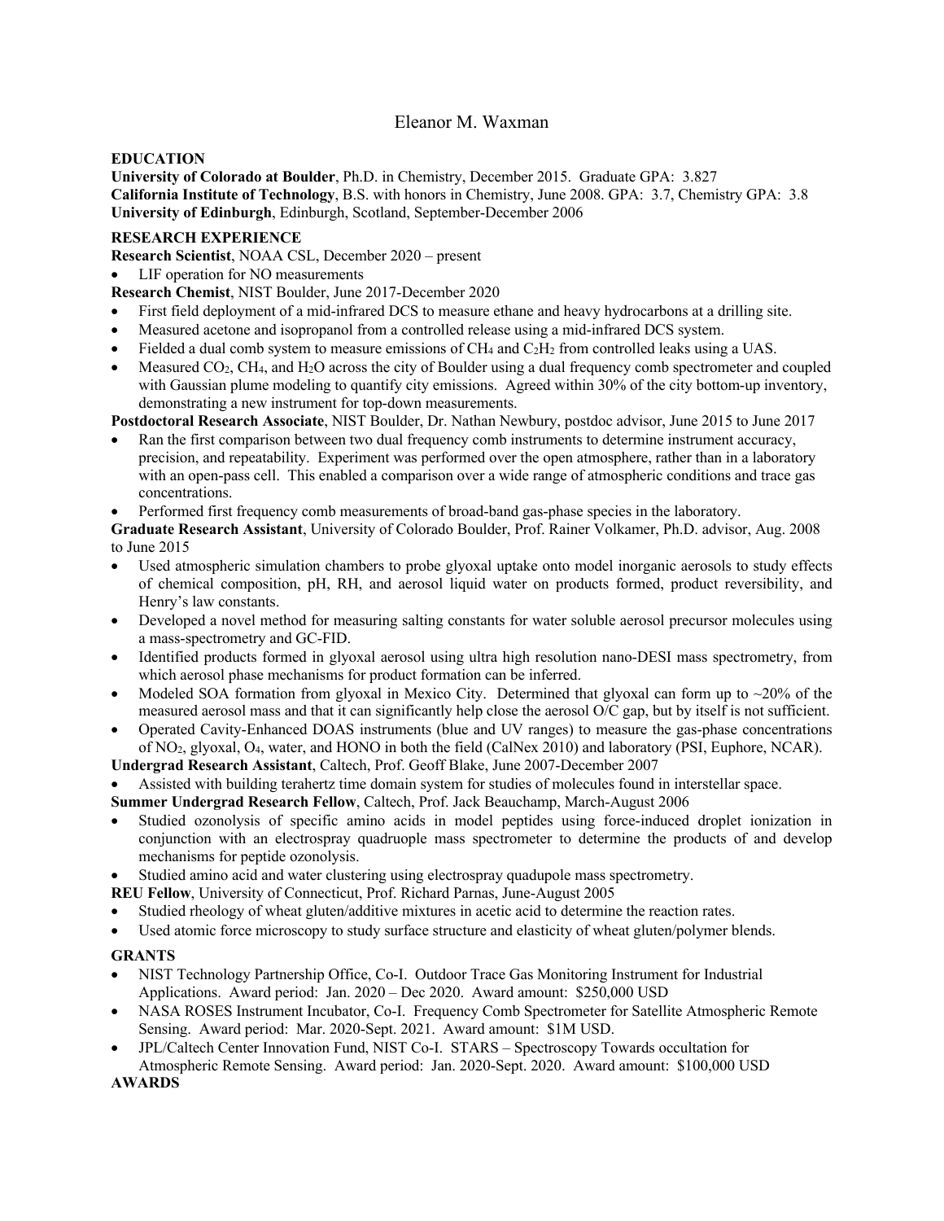# Eleanor M. Waxman

## EDUCATION

**University of Colorado at Boulder**, Ph.D. in Chemistry, December 2015. Graduate GPA: 3.827
**California Institute of Technology**, B.S. with honors in Chemistry, June 2008. GPA: 3.7, Chemistry GPA: 3.8
**University of Edinburgh**, Edinburgh, Scotland, September-December 2006

## RESEARCH EXPERIENCE

**Research Scientist**, NOAA CSL, December 2020 – present

- LIF operation for NO measurements

**Research Chemist**, NIST Boulder, June 2017-December 2020

- First field deployment of a mid-infrared DCS to measure ethane and heavy hydrocarbons at a drilling site.
- Measured acetone and isopropanol from a controlled release using a mid-infrared DCS system.
- Fielded a dual comb system to measure emissions of $CH_4$ and $C_2H_2$ from controlled leaks using a UAS.
- Measured $CO_2$, $CH_4$, and $H_2O$ across the city of Boulder using a dual frequency comb spectrometer and coupled with Gaussian plume modeling to quantify city emissions. Agreed within 30% of the city bottom-up inventory, demonstrating a new instrument for top-down measurements.

**Postdoctoral Research Associate**, NIST Boulder, Dr. Nathan Newbury, postdoc advisor, June 2015 to June 2017

- Ran the first comparison between two dual frequency comb instruments to determine instrument accuracy, precision, and repeatability. Experiment was performed over the open atmosphere, rather than in a laboratory with an open-pass cell. This enabled a comparison over a wide range of atmospheric conditions and trace gas concentrations.
- Performed first frequency comb measurements of broad-band gas-phase species in the laboratory.

**Graduate Research Assistant**, University of Colorado Boulder, Prof. Rainer Volkamer, Ph.D. advisor, Aug. 2008 to June 2015

- Used atmospheric simulation chambers to probe glyoxal uptake onto model inorganic aerosols to study effects of chemical composition, pH, RH, and aerosol liquid water on products formed, product reversibility, and Henry's law constants.
- Developed a novel method for measuring salting constants for water soluble aerosol precursor molecules using a mass-spectrometry and GC-FID.
- Identified products formed in glyoxal aerosol using ultra high resolution nano-DESI mass spectrometry, from which aerosol phase mechanisms for product formation can be inferred.
- Modeled SOA formation from glyoxal in Mexico City. Determined that glyoxal can form up to ~20% of the measured aerosol mass and that it can significantly help close the aerosol O/C gap, but by itself is not sufficient.
- Operated Cavity-Enhanced DOAS instruments (blue and UV ranges) to measure the gas-phase concentrations of $NO_2$, glyoxal, $O_4$, water, and HONO in both the field (CalNex 2010) and laboratory (PSI, Euphore, NCAR).

**Undergrad Research Assistant**, Caltech, Prof. Geoff Blake, June 2007-December 2007

- Assisted with building terahertz time domain system for studies of molecules found in interstellar space.

**Summer Undergrad Research Fellow**, Caltech, Prof. Jack Beauchamp, March-August 2006

- Studied ozonolysis of specific amino acids in model peptides using force-induced droplet ionization in conjunction with an electrospray quadruople mass spectrometer to determine the products of and develop mechanisms for peptide ozonolysis.
- Studied amino acid and water clustering using electrospray quadupole mass spectrometry.

**REU Fellow**, University of Connecticut, Prof. Richard Parnas, June-August 2005

- Studied rheology of wheat gluten/additive mixtures in acetic acid to determine the reaction rates.
- Used atomic force microscopy to study surface structure and elasticity of wheat gluten/polymer blends.

## GRANTS

- NIST Technology Partnership Office, Co-I. Outdoor Trace Gas Monitoring Instrument for Industrial Applications. Award period: Jan. 2020 – Dec 2020. Award amount: $250,000 USD
- NASA ROSES Instrument Incubator, Co-I. Frequency Comb Spectrometer for Satellite Atmospheric Remote Sensing. Award period: Mar. 2020-Sept. 2021. Award amount: $1M USD.
- JPL/Caltech Center Innovation Fund, NIST Co-I. STARS – Spectroscopy Towards occultation for Atmospheric Remote Sensing. Award period: Jan. 2020-Sept. 2020. Award amount: $100,000 USD

## AWARDS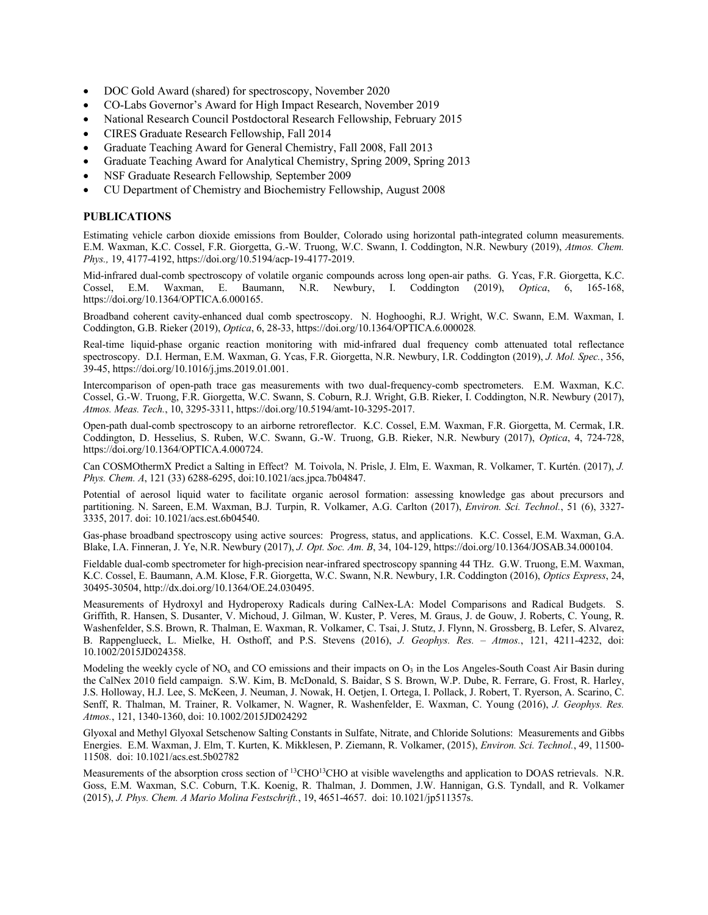- DOC Gold Award (shared) for spectroscopy, November 2020
- CO-Labs Governor's Award for High Impact Research, November 2019
- National Research Council Postdoctoral Research Fellowship, February 2015
- CIRES Graduate Research Fellowship, Fall 2014
- Graduate Teaching Award for General Chemistry, Fall 2008, Fall 2013
- Graduate Teaching Award for Analytical Chemistry, Spring 2009, Spring 2013
- NSF Graduate Research Fellowship*,* September 2009
- CU Department of Chemistry and Biochemistry Fellowship, August 2008

## PUBLICATIONS

Estimating vehicle carbon dioxide emissions from Boulder, Colorado using horizontal path-integrated column measurements. E.M. Waxman, K.C. Cossel, F.R. Giorgetta, G.-W. Truong, W.C. Swann, I. Coddington, N.R. Newbury (2019), *Atmos. Chem. Phys.,* 19, 4177-4192, https://doi.org/10.5194/acp-19-4177-2019.

Mid-infrared dual-comb spectroscopy of volatile organic compounds across long open-air paths. G. Ycas, F.R. Giorgetta, K.C. Cossel, E.M. Waxman, E. Baumann, N.R. Newbury, I. Coddington (2019), *Optica*, 6, 165-168, https://doi.org/10.1364/OPTICA.6.000165.

Broadband coherent cavity-enhanced dual comb spectroscopy. N. Hoghooghi, R.J. Wright, W.C. Swann, E.M. Waxman, I. Coddington, G.B. Rieker (2019), *Optica*, 6, 28-33, https://doi.org/10.1364/OPTICA.6.000028*.*

Real-time liquid-phase organic reaction monitoring with mid-infrared dual frequency comb attenuated total reflectance spectroscopy. D.I. Herman, E.M. Waxman, G. Ycas, F.R. Giorgetta, N.R. Newbury, I.R. Coddington (2019), *J. Mol. Spec.*, 356, 39-45, https://doi.org/10.1016/j.jms.2019.01.001.

Intercomparison of open-path trace gas measurements with two dual-frequency-comb spectrometers. E.M. Waxman, K.C. Cossel, G.-W. Truong, F.R. Giorgetta, W.C. Swann, S. Coburn, R.J. Wright, G.B. Rieker, I. Coddington, N.R. Newbury (2017), *Atmos. Meas. Tech.*, 10, 3295-3311, https://doi.org/10.5194/amt-10-3295-2017.

Open-path dual-comb spectroscopy to an airborne retroreflector. K.C. Cossel, E.M. Waxman, F.R. Giorgetta, M. Cermak, I.R. Coddington, D. Hesselius, S. Ruben, W.C. Swann, G.-W. Truong, G.B. Rieker, N.R. Newbury (2017), *Optica*, 4, 724-728, https://doi.org/10.1364/OPTICA.4.000724.

Can COSMOthermX Predict a Salting in Effect? M. Toivola, N. Prisle, J. Elm, E. Waxman, R. Volkamer, T. Kurtén. (2017), *J. Phys. Chem. A*, 121 (33) 6288-6295, doi:10.1021/acs.jpca.7b04847.

Potential of aerosol liquid water to facilitate organic aerosol formation: assessing knowledge gas about precursors and partitioning. N. Sareen, E.M. Waxman, B.J. Turpin, R. Volkamer, A.G. Carlton (2017), *Environ. Sci. Technol.*, 51 (6), 3327-3335, 2017. doi: 10.1021/acs.est.6b04540.

Gas-phase broadband spectroscopy using active sources: Progress, status, and applications. K.C. Cossel, E.M. Waxman, G.A. Blake, I.A. Finneran, J. Ye, N.R. Newbury (2017), *J. Opt. Soc. Am. B*, 34, 104-129, https://doi.org/10.1364/JOSAB.34.000104.

Fieldable dual-comb spectrometer for high-precision near-infrared spectroscopy spanning 44 THz. G.W. Truong, E.M. Waxman, K.C. Cossel, E. Baumann, A.M. Klose, F.R. Giorgetta, W.C. Swann, N.R. Newbury, I.R. Coddington (2016), *Optics Express*, 24, 30495-30504, http://dx.doi.org/10.1364/OE.24.030495.

Measurements of Hydroxyl and Hydroperoxy Radicals during CalNex-LA: Model Comparisons and Radical Budgets. S. Griffith, R. Hansen, S. Dusanter, V. Michoud, J. Gilman, W. Kuster, P. Veres, M. Graus, J. de Gouw, J. Roberts, C. Young, R. Washenfelder, S.S. Brown, R. Thalman, E. Waxman, R. Volkamer, C. Tsai, J. Stutz, J. Flynn, N. Grossberg, B. Lefer, S. Alvarez, B. Rappenglueck, L. Mielke, H. Osthoff, and P.S. Stevens (2016), *J. Geophys. Res. – Atmos.*, 121, 4211-4232, doi: 10.1002/2015JD024358.

Modeling the weekly cycle of $NO_x$ and CO emissions and their impacts on $O_3$ in the Los Angeles-South Coast Air Basin during the CalNex 2010 field campaign. S.W. Kim, B. McDonald, S. Baidar, S S. Brown, W.P. Dube, R. Ferrare, G. Frost, R. Harley, J.S. Holloway, H.J. Lee, S. McKeen, J. Neuman, J. Nowak, H. Oetjen, I. Ortega, I. Pollack, J. Robert, T. Ryerson, A. Scarino, C. Senff, R. Thalman, M. Trainer, R. Volkamer, N. Wagner, R. Washenfelder, E. Waxman, C. Young (2016), *J. Geophys. Res. Atmos.*, 121, 1340-1360, doi: 10.1002/2015JD024292

Glyoxal and Methyl Glyoxal Setschenow Salting Constants in Sulfate, Nitrate, and Chloride Solutions: Measurements and Gibbs Energies. E.M. Waxman, J. Elm, T. Kurten, K. Mikklesen, P. Ziemann, R. Volkamer, (2015), *Environ. Sci. Technol.*, 49, 11500-11508. doi: 10.1021/acs.est.5b02782

Measurements of the absorption cross section of $^{13}CHO^{13}CHO$ at visible wavelengths and application to DOAS retrievals. N.R. Goss, E.M. Waxman, S.C. Coburn, T.K. Koenig, R. Thalman, J. Dommen, J.W. Hannigan, G.S. Tyndall, and R. Volkamer (2015), *J. Phys. Chem. A Mario Molina Festschrift.*, 19, 4651-4657. doi: 10.1021/jp511357s.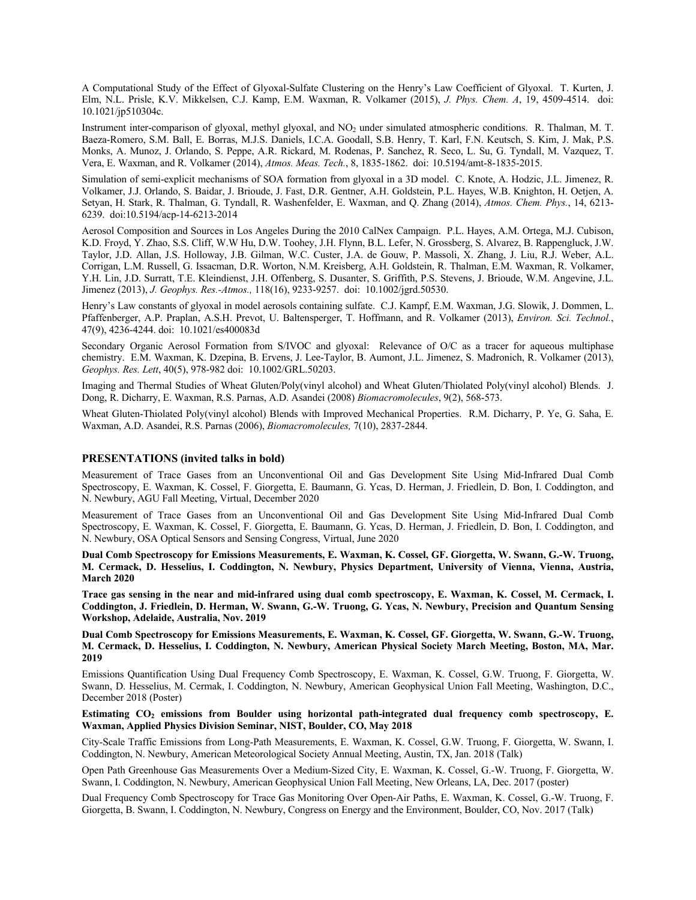A Computational Study of the Effect of Glyoxal-Sulfate Clustering on the Henry's Law Coefficient of Glyoxal. T. Kurten, J. Elm, N.L. Prisle, K.V. Mikkelsen, C.J. Kamp, E.M. Waxman, R. Volkamer (2015), *J. Phys. Chem. A*, 19, 4509-4514. doi: 10.1021/jp510304c.

Instrument inter-comparison of glyoxal, methyl glyoxal, and $NO_2$ under simulated atmospheric conditions. R. Thalman, M. T. Baeza-Romero, S.M. Ball, E. Borras, M.J.S. Daniels, I.C.A. Goodall, S.B. Henry, T. Karl, F.N. Keutsch, S. Kim, J. Mak, P.S. Monks, A. Munoz, J. Orlando, S. Peppe, A.R. Rickard, M. Rodenas, P. Sanchez, R. Seco, L. Su, G. Tyndall, M. Vazquez, T. Vera, E. Waxman, and R. Volkamer (2014), *Atmos. Meas. Tech.*, 8, 1835-1862. doi: 10.5194/amt-8-1835-2015.

Simulation of semi-explicit mechanisms of SOA formation from glyoxal in a 3D model. C. Knote, A. Hodzic, J.L. Jimenez, R. Volkamer, J.J. Orlando, S. Baidar, J. Brioude, J. Fast, D.R. Gentner, A.H. Goldstein, P.L. Hayes, W.B. Knighton, H. Oetjen, A. Setyan, H. Stark, R. Thalman, G. Tyndall, R. Washenfelder, E. Waxman, and Q. Zhang (2014), *Atmos. Chem. Phys.*, 14, 6213-6239. doi:10.5194/acp-14-6213-2014

Aerosol Composition and Sources in Los Angeles During the 2010 CalNex Campaign. P.L. Hayes, A.M. Ortega, M.J. Cubison, K.D. Froyd, Y. Zhao, S.S. Cliff, W.W Hu, D.W. Toohey, J.H. Flynn, B.L. Lefer, N. Grossberg, S. Alvarez, B. Rappengluck, J.W. Taylor, J.D. Allan, J.S. Holloway, J.B. Gilman, W.C. Custer, J.A. de Gouw, P. Massoli, X. Zhang, J. Liu, R.J. Weber, A.L. Corrigan, L.M. Russell, G. Issacman, D.R. Worton, N.M. Kreisberg, A.H. Goldstein, R. Thalman, E.M. Waxman, R. Volkamer, Y.H. Lin, J.D. Surratt, T.E. Kleindienst, J.H. Offenberg, S. Dusanter, S. Griffith, P.S. Stevens, J. Brioude, W.M. Angevine, J.L. Jimenez (2013), *J. Geophys. Res.-Atmos.,* 118(16), 9233-9257. doi: 10.1002/jgrd.50530.

Henry's Law constants of glyoxal in model aerosols containing sulfate. C.J. Kampf, E.M. Waxman, J.G. Slowik, J. Dommen, L. Pfaffenberger, A.P. Praplan, A.S.H. Prevot, U. Baltensperger, T. Hoffmann, and R. Volkamer (2013), *Environ. Sci. Technol.*, 47(9), 4236-4244. doi: 10.1021/es400083d

Secondary Organic Aerosol Formation from S/IVOC and glyoxal: Relevance of O/C as a tracer for aqueous multiphase chemistry. E.M. Waxman, K. Dzepina, B. Ervens, J. Lee-Taylor, B. Aumont, J.L. Jimenez, S. Madronich, R. Volkamer (2013), *Geophys. Res. Lett*, 40(5), 978-982 doi: 10.1002/GRL.50203.

Imaging and Thermal Studies of Wheat Gluten/Poly(vinyl alcohol) and Wheat Gluten/Thiolated Poly(vinyl alcohol) Blends. J. Dong, R. Dicharry, E. Waxman, R.S. Parnas, A.D. Asandei (2008) *Biomacromolecules*, 9(2), 568-573.

Wheat Gluten-Thiolated Poly(vinyl alcohol) Blends with Improved Mechanical Properties. R.M. Dicharry, P. Ye, G. Saha, E. Waxman, A.D. Asandei, R.S. Parnas (2006), *Biomacromolecules,* 7(10), 2837-2844.

### PRESENTATIONS (invited talks in bold)

Measurement of Trace Gases from an Unconventional Oil and Gas Development Site Using Mid-Infrared Dual Comb Spectroscopy, E. Waxman, K. Cossel, F. Giorgetta, E. Baumann, G. Ycas, D. Herman, J. Friedlein, D. Bon, I. Coddington, and N. Newbury, AGU Fall Meeting, Virtual, December 2020

Measurement of Trace Gases from an Unconventional Oil and Gas Development Site Using Mid-Infrared Dual Comb Spectroscopy, E. Waxman, K. Cossel, F. Giorgetta, E. Baumann, G. Ycas, D. Herman, J. Friedlein, D. Bon, I. Coddington, and N. Newbury, OSA Optical Sensors and Sensing Congress, Virtual, June 2020

**Dual Comb Spectroscopy for Emissions Measurements, E. Waxman, K. Cossel, GF. Giorgetta, W. Swann, G.-W. Truong, M. Cermack, D. Hesselius, I. Coddington, N. Newbury, Physics Department, University of Vienna, Vienna, Austria, March 2020**

**Trace gas sensing in the near and mid-infrared using dual comb spectroscopy, E. Waxman, K. Cossel, M. Cermack, I. Coddington, J. Friedlein, D. Herman, W. Swann, G.-W. Truong, G. Ycas, N. Newbury, Precision and Quantum Sensing Workshop, Adelaide, Australia, Nov. 2019**

**Dual Comb Spectroscopy for Emissions Measurements, E. Waxman, K. Cossel, GF. Giorgetta, W. Swann, G.-W. Truong, M. Cermack, D. Hesselius, I. Coddington, N. Newbury, American Physical Society March Meeting, Boston, MA, Mar. 2019**

Emissions Quantification Using Dual Frequency Comb Spectroscopy, E. Waxman, K. Cossel, G.W. Truong, F. Giorgetta, W. Swann, D. Hesselius, M. Cermak, I. Coddington, N. Newbury, American Geophysical Union Fall Meeting, Washington, D.C., December 2018 (Poster)

**Estimating $CO_2$ emissions from Boulder using horizontal path-integrated dual frequency comb spectroscopy, E. Waxman, Applied Physics Division Seminar, NIST, Boulder, CO, May 2018**

City-Scale Traffic Emissions from Long-Path Measurements, E. Waxman, K. Cossel, G.W. Truong, F. Giorgetta, W. Swann, I. Coddington, N. Newbury, American Meteorological Society Annual Meeting, Austin, TX, Jan. 2018 (Talk)

Open Path Greenhouse Gas Measurements Over a Medium-Sized City, E. Waxman, K. Cossel, G.-W. Truong, F. Giorgetta, W. Swann, I. Coddington, N. Newbury, American Geophysical Union Fall Meeting, New Orleans, LA, Dec. 2017 (poster)

Dual Frequency Comb Spectroscopy for Trace Gas Monitoring Over Open-Air Paths, E. Waxman, K. Cossel, G.-W. Truong, F. Giorgetta, B. Swann, I. Coddington, N. Newbury, Congress on Energy and the Environment, Boulder, CO, Nov. 2017 (Talk)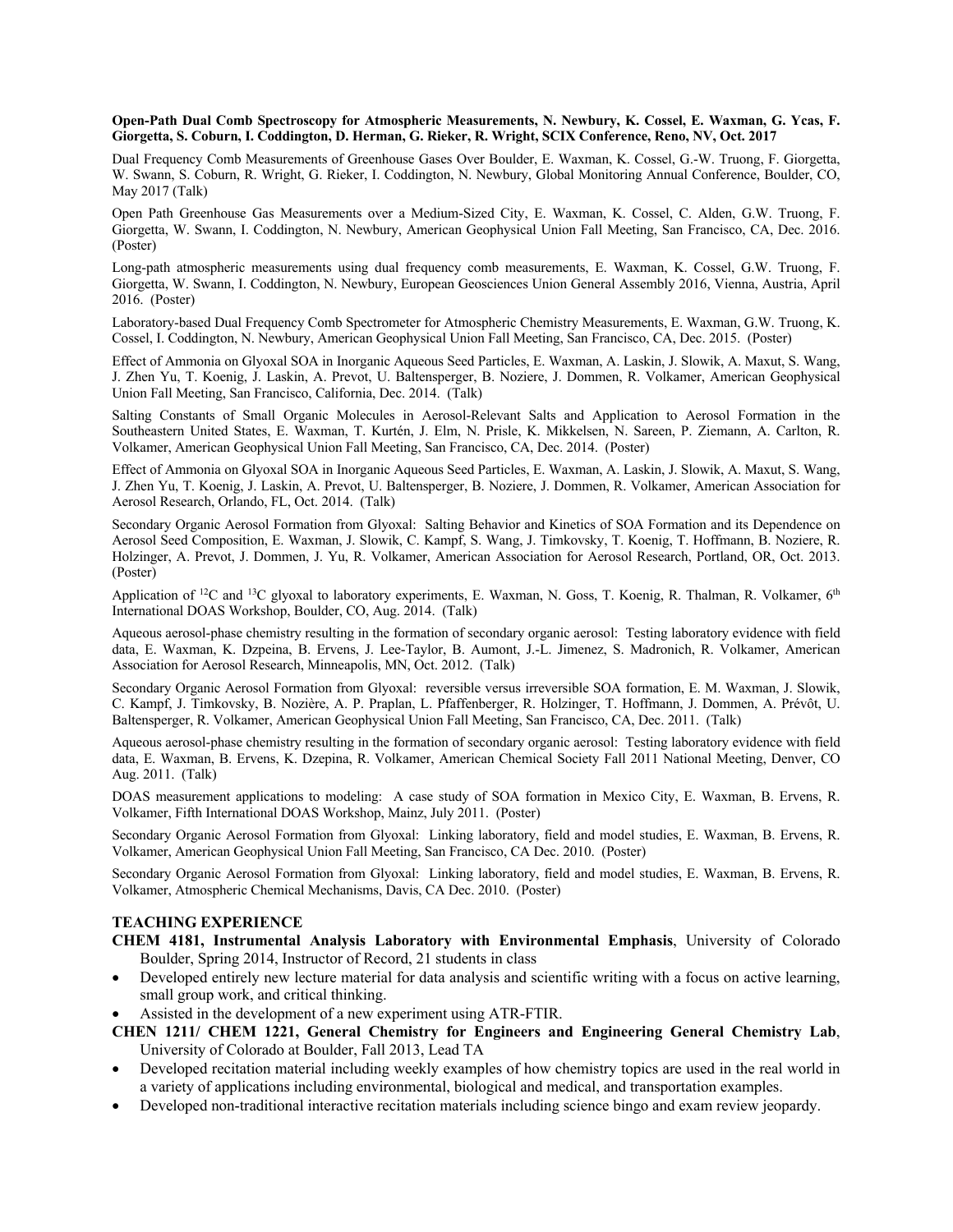**Open-Path Dual Comb Spectroscopy for Atmospheric Measurements, N. Newbury, K. Cossel, E. Waxman, G. Ycas, F. Giorgetta, S. Coburn, I. Coddington, D. Herman, G. Rieker, R. Wright, SCIX Conference, Reno, NV, Oct. 2017**

Dual Frequency Comb Measurements of Greenhouse Gases Over Boulder, E. Waxman, K. Cossel, G.-W. Truong, F. Giorgetta, W. Swann, S. Coburn, R. Wright, G. Rieker, I. Coddington, N. Newbury, Global Monitoring Annual Conference, Boulder, CO, May 2017 (Talk)

Open Path Greenhouse Gas Measurements over a Medium-Sized City, E. Waxman, K. Cossel, C. Alden, G.W. Truong, F. Giorgetta, W. Swann, I. Coddington, N. Newbury, American Geophysical Union Fall Meeting, San Francisco, CA, Dec. 2016. (Poster)

Long-path atmospheric measurements using dual frequency comb measurements, E. Waxman, K. Cossel, G.W. Truong, F. Giorgetta, W. Swann, I. Coddington, N. Newbury, European Geosciences Union General Assembly 2016, Vienna, Austria, April 2016. (Poster)

Laboratory-based Dual Frequency Comb Spectrometer for Atmospheric Chemistry Measurements, E. Waxman, G.W. Truong, K. Cossel, I. Coddington, N. Newbury, American Geophysical Union Fall Meeting, San Francisco, CA, Dec. 2015. (Poster)

Effect of Ammonia on Glyoxal SOA in Inorganic Aqueous Seed Particles, E. Waxman, A. Laskin, J. Slowik, A. Maxut, S. Wang, J. Zhen Yu, T. Koenig, J. Laskin, A. Prevot, U. Baltensperger, B. Noziere, J. Dommen, R. Volkamer, American Geophysical Union Fall Meeting, San Francisco, California, Dec. 2014. (Talk)

Salting Constants of Small Organic Molecules in Aerosol-Relevant Salts and Application to Aerosol Formation in the Southeastern United States, E. Waxman, T. Kurtén, J. Elm, N. Prisle, K. Mikkelsen, N. Sareen, P. Ziemann, A. Carlton, R. Volkamer, American Geophysical Union Fall Meeting, San Francisco, CA, Dec. 2014. (Poster)

Effect of Ammonia on Glyoxal SOA in Inorganic Aqueous Seed Particles, E. Waxman, A. Laskin, J. Slowik, A. Maxut, S. Wang, J. Zhen Yu, T. Koenig, J. Laskin, A. Prevot, U. Baltensperger, B. Noziere, J. Dommen, R. Volkamer, American Association for Aerosol Research, Orlando, FL, Oct. 2014. (Talk)

Secondary Organic Aerosol Formation from Glyoxal: Salting Behavior and Kinetics of SOA Formation and its Dependence on Aerosol Seed Composition, E. Waxman, J. Slowik, C. Kampf, S. Wang, J. Timkovsky, T. Koenig, T. Hoffmann, B. Noziere, R. Holzinger, A. Prevot, J. Dommen, J. Yu, R. Volkamer, American Association for Aerosol Research, Portland, OR, Oct. 2013. (Poster)

Application of $^{12}C$ and $^{13}C$ glyoxal to laboratory experiments, E. Waxman, N. Goss, T. Koenig, R. Thalman, R. Volkamer, 6th International DOAS Workshop, Boulder, CO, Aug. 2014. (Talk)

Aqueous aerosol-phase chemistry resulting in the formation of secondary organic aerosol: Testing laboratory evidence with field data, E. Waxman, K. Dzpeina, B. Ervens, J. Lee-Taylor, B. Aumont, J.-L. Jimenez, S. Madronich, R. Volkamer, American Association for Aerosol Research, Minneapolis, MN, Oct. 2012. (Talk)

Secondary Organic Aerosol Formation from Glyoxal: reversible versus irreversible SOA formation, E. M. Waxman, J. Slowik, C. Kampf, J. Timkovsky, B. Nozière, A. P. Praplan, L. Pfaffenberger, R. Holzinger, T. Hoffmann, J. Dommen, A. Prévôt, U. Baltensperger, R. Volkamer, American Geophysical Union Fall Meeting, San Francisco, CA, Dec. 2011. (Talk)

Aqueous aerosol-phase chemistry resulting in the formation of secondary organic aerosol: Testing laboratory evidence with field data, E. Waxman, B. Ervens, K. Dzepina, R. Volkamer, American Chemical Society Fall 2011 National Meeting, Denver, CO Aug. 2011. (Talk)

DOAS measurement applications to modeling: A case study of SOA formation in Mexico City, E. Waxman, B. Ervens, R. Volkamer, Fifth International DOAS Workshop, Mainz, July 2011. (Poster)

Secondary Organic Aerosol Formation from Glyoxal: Linking laboratory, field and model studies, E. Waxman, B. Ervens, R. Volkamer, American Geophysical Union Fall Meeting, San Francisco, CA Dec. 2010. (Poster)

Secondary Organic Aerosol Formation from Glyoxal: Linking laboratory, field and model studies, E. Waxman, B. Ervens, R. Volkamer, Atmospheric Chemical Mechanisms, Davis, CA Dec. 2010. (Poster)

## TEACHING EXPERIENCE

**CHEM 4181, Instrumental Analysis Laboratory with Environmental Emphasis**, University of Colorado Boulder, Spring 2014, Instructor of Record, 21 students in class

- Developed entirely new lecture material for data analysis and scientific writing with a focus on active learning, small group work, and critical thinking.
- Assisted in the development of a new experiment using ATR-FTIR.

**CHEN 1211/ CHEM 1221, General Chemistry for Engineers and Engineering General Chemistry Lab**, University of Colorado at Boulder, Fall 2013, Lead TA

- Developed recitation material including weekly examples of how chemistry topics are used in the real world in a variety of applications including environmental, biological and medical, and transportation examples.
- Developed non-traditional interactive recitation materials including science bingo and exam review jeopardy.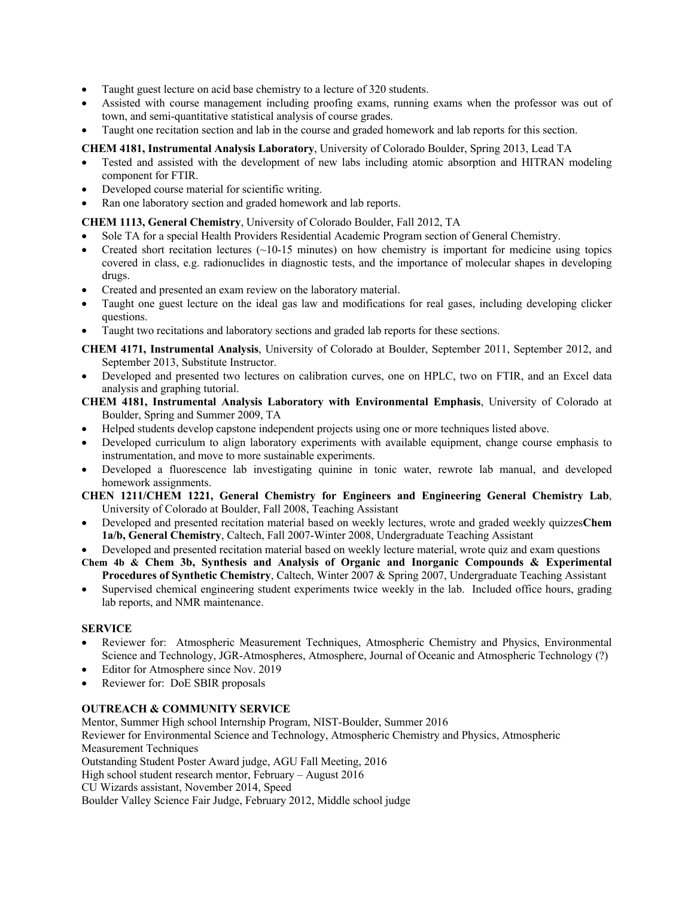- Taught guest lecture on acid base chemistry to a lecture of 320 students.
- Assisted with course management including proofing exams, running exams when the professor was out of town, and semi-quantitative statistical analysis of course grades.
- Taught one recitation section and lab in the course and graded homework and lab reports for this section.

**CHEM 4181, Instrumental Analysis Laboratory**, University of Colorado Boulder, Spring 2013, Lead TA

- Tested and assisted with the development of new labs including atomic absorption and HITRAN modeling component for FTIR.
- Developed course material for scientific writing.
- Ran one laboratory section and graded homework and lab reports.

**CHEM 1113, General Chemistry**, University of Colorado Boulder, Fall 2012, TA

- Sole TA for a special Health Providers Residential Academic Program section of General Chemistry.
- Created short recitation lectures (~10-15 minutes) on how chemistry is important for medicine using topics covered in class, e.g. radionuclides in diagnostic tests, and the importance of molecular shapes in developing drugs.
- Created and presented an exam review on the laboratory material.
- Taught one guest lecture on the ideal gas law and modifications for real gases, including developing clicker questions.
- Taught two recitations and laboratory sections and graded lab reports for these sections.

**CHEM 4171, Instrumental Analysis**, University of Colorado at Boulder, September 2011, September 2012, and September 2013, Substitute Instructor.

- Developed and presented two lectures on calibration curves, one on HPLC, two on FTIR, and an Excel data analysis and graphing tutorial.

**CHEM 4181, Instrumental Analysis Laboratory with Environmental Emphasis**, University of Colorado at Boulder, Spring and Summer 2009, TA

- Helped students develop capstone independent projects using one or more techniques listed above.
- Developed curriculum to align laboratory experiments with available equipment, change course emphasis to instrumentation, and move to more sustainable experiments.
- Developed a fluorescence lab investigating quinine in tonic water, rewrote lab manual, and developed homework assignments.

**CHEN 1211/CHEM 1221, General Chemistry for Engineers and Engineering General Chemistry Lab**, University of Colorado at Boulder, Fall 2008, Teaching Assistant

- Developed and presented recitation material based on weekly lectures, wrote and graded weekly quizzes**Chem 1a/b, General Chemistry**, Caltech, Fall 2007-Winter 2008, Undergraduate Teaching Assistant
- Developed and presented recitation material based on weekly lecture material, wrote quiz and exam questions

**Chem 4b & Chem 3b, Synthesis and Analysis of Organic and Inorganic Compounds & Experimental Procedures of Synthetic Chemistry**, Caltech, Winter 2007 & Spring 2007, Undergraduate Teaching Assistant

- Supervised chemical engineering student experiments twice weekly in the lab. Included office hours, grading lab reports, and NMR maintenance.

**SERVICE**

- Reviewer for: Atmospheric Measurement Techniques, Atmospheric Chemistry and Physics, Environmental Science and Technology, JGR-Atmospheres, Atmosphere, Journal of Oceanic and Atmospheric Technology (?)
- Editor for Atmosphere since Nov. 2019
- Reviewer for: DoE SBIR proposals

**OUTREACH & COMMUNITY SERVICE**

Mentor, Summer High school Internship Program, NIST-Boulder, Summer 2016

Reviewer for Environmental Science and Technology, Atmospheric Chemistry and Physics, Atmospheric Measurement Techniques

Outstanding Student Poster Award judge, AGU Fall Meeting, 2016

High school student research mentor, February – August 2016

CU Wizards assistant, November 2014, Speed

Boulder Valley Science Fair Judge, February 2012, Middle school judge